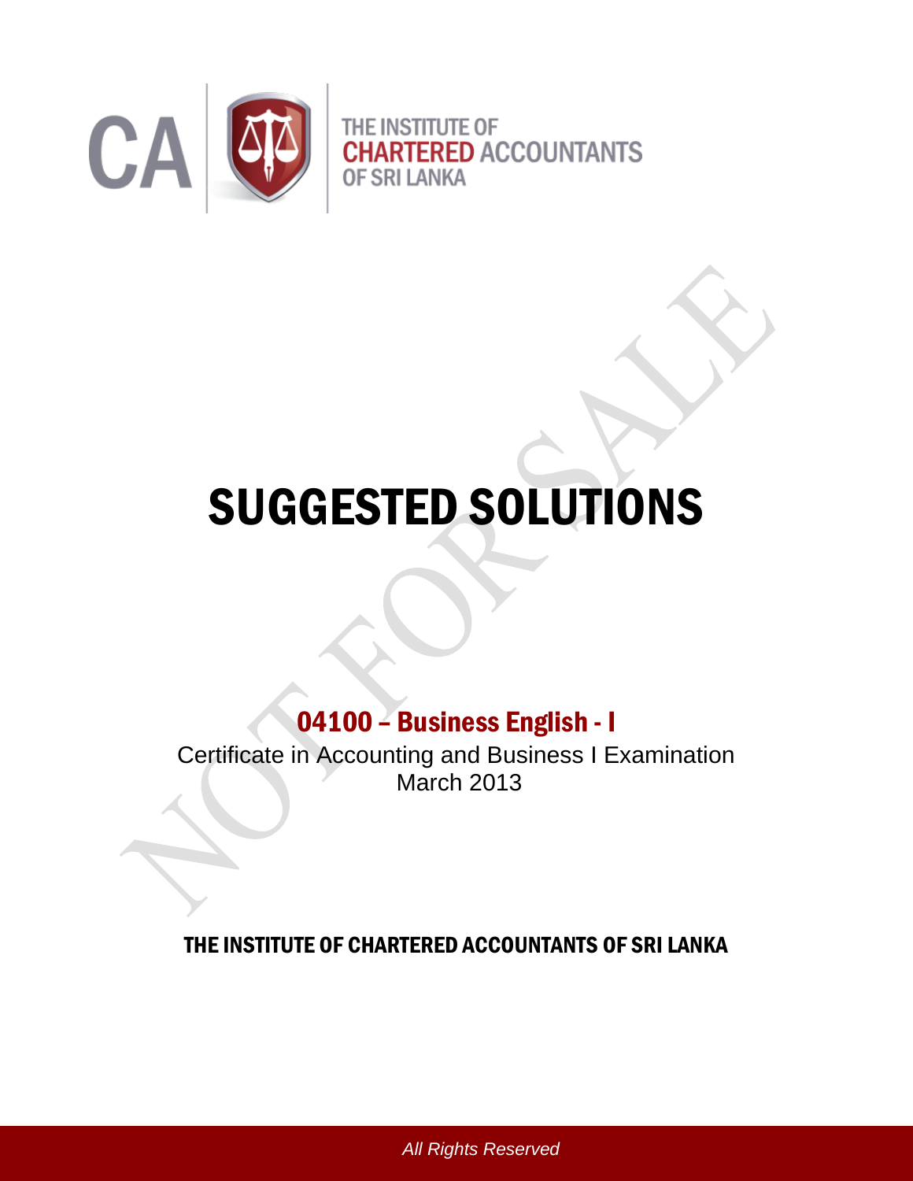CA

THE INSTITUTE OF
CHARTERED ACCOUNTANTS
OF SRI LANKA

# SUGGESTED SOLUTIONS

## 04100 – Business English - I

Certificate in Accounting and Business I Examination
March 2013

**THE INSTITUTE OF CHARTERED ACCOUNTANTS OF SRI LANKA**

*All Rights Reserved*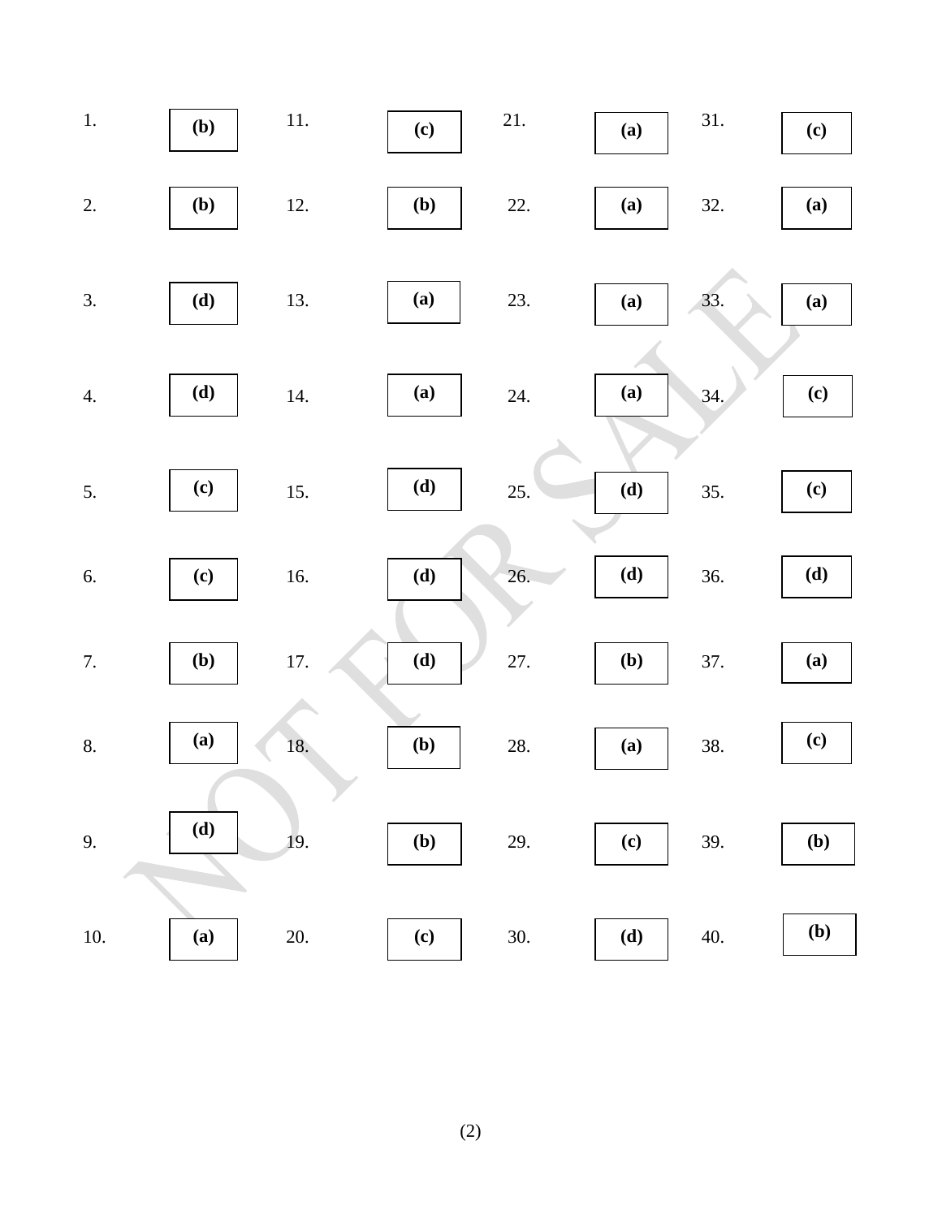| | | | | | | | |
|---|---|---|---|---|---|---|---|
| 1. | **(b)** | 11. | **(c)** | 21. | **(a)** | 31. | **(c)** |
| 2. | **(b)** | 12. | **(b)** | 22. | **(a)** | 32. | **(a)** |
| 3. | **(d)** | 13. | **(a)** | 23. | **(a)** | 33. | **(a)** |
| 4. | **(d)** | 14. | **(a)** | 24. | **(a)** | 34. | **(c)** |
| 5. | **(c)** | 15. | **(d)** | 25. | **(d)** | 35. | **(c)** |
| 6. | **(c)** | 16. | **(d)** | 26. | **(d)** | 36. | **(d)** |
| 7. | **(b)** | 17. | **(d)** | 27. | **(b)** | 37. | **(a)** |
| 8. | **(a)** | 18. | **(b)** | 28. | **(a)** | 38. | **(c)** |
| 9. | **(d)** | 19. | **(b)** | 29. | **(c)** | 39. | **(b)** |
| 10. | **(a)** | 20. | **(c)** | 30. | **(d)** | 40. | **(b)** |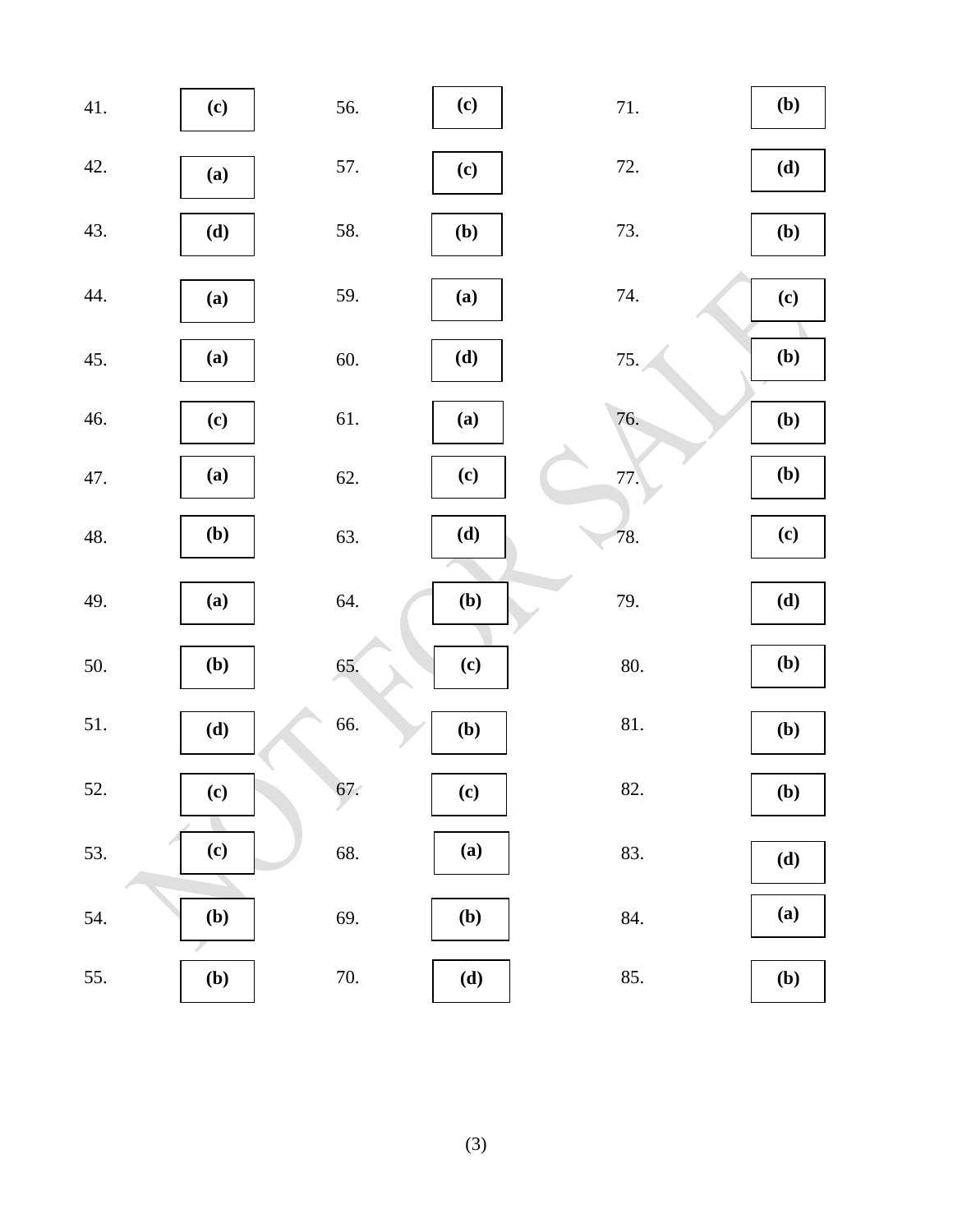| Q. | Ans. | Q. | Ans. | Q. | Ans. |
|---|---|---|---|---|---|
| 41. | **(c)** | 56. | **(c)** | 71. | **(b)** |
| 42. | **(a)** | 57. | **(c)** | 72. | **(d)** |
| 43. | **(d)** | 58. | **(b)** | 73. | **(b)** |
| 44. | **(a)** | 59. | **(a)** | 74. | **(c)** |
| 45. | **(a)** | 60. | **(d)** | 75. | **(b)** |
| 46. | **(c)** | 61. | **(a)** | 76. | **(b)** |
| 47. | **(a)** | 62. | **(c)** | 77. | **(b)** |
| 48. | **(b)** | 63. | **(d)** | 78. | **(c)** |
| 49. | **(a)** | 64. | **(b)** | 79. | **(d)** |
| 50. | **(b)** | 65. | **(c)** | 80. | **(b)** |
| 51. | **(d)** | 66. | **(b)** | 81. | **(b)** |
| 52. | **(c)** | 67. | **(c)** | 82. | **(b)** |
| 53. | **(c)** | 68. | **(a)** | 83. | **(d)** |
| 54. | **(b)** | 69. | **(b)** | 84. | **(a)** |
| 55. | **(b)** | 70. | **(d)** | 85. | **(b)** |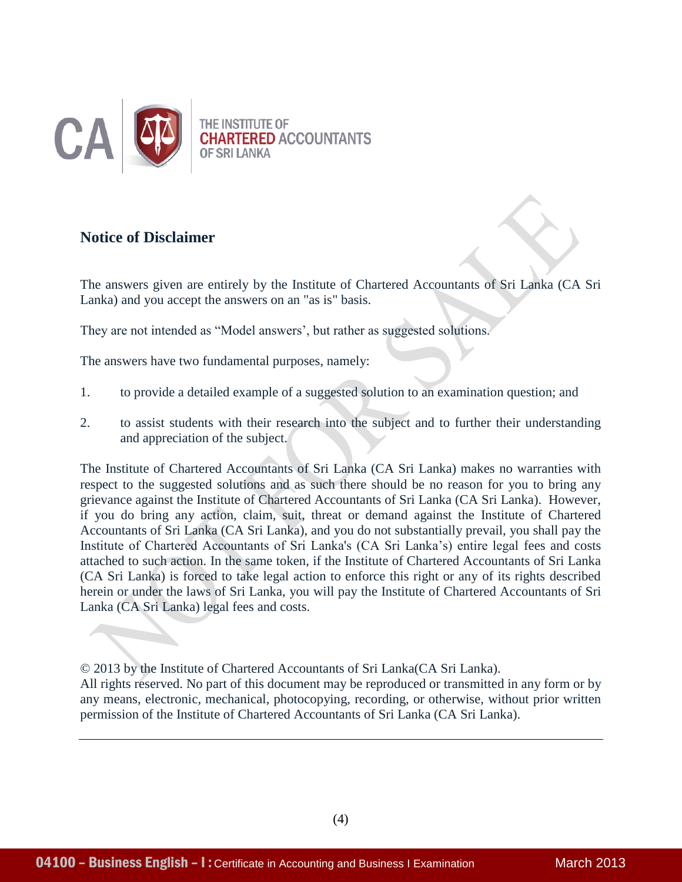THE INSTITUTE OF CHARTERED ACCOUNTANTS OF SRI LANKA

## Notice of Disclaimer

The answers given are entirely by the Institute of Chartered Accountants of Sri Lanka (CA Sri Lanka) and you accept the answers on an "as is" basis.

They are not intended as "Model answers', but rather as suggested solutions.

The answers have two fundamental purposes, namely:

1. to provide a detailed example of a suggested solution to an examination question; and

2. to assist students with their research into the subject and to further their understanding and appreciation of the subject.

The Institute of Chartered Accountants of Sri Lanka (CA Sri Lanka) makes no warranties with respect to the suggested solutions and as such there should be no reason for you to bring any grievance against the Institute of Chartered Accountants of Sri Lanka (CA Sri Lanka). However, if you do bring any action, claim, suit, threat or demand against the Institute of Chartered Accountants of Sri Lanka (CA Sri Lanka), and you do not substantially prevail, you shall pay the Institute of Chartered Accountants of Sri Lanka's (CA Sri Lanka's) entire legal fees and costs attached to such action. In the same token, if the Institute of Chartered Accountants of Sri Lanka (CA Sri Lanka) is forced to take legal action to enforce this right or any of its rights described herein or under the laws of Sri Lanka, you will pay the Institute of Chartered Accountants of Sri Lanka (CA Sri Lanka) legal fees and costs.

© 2013 by the Institute of Chartered Accountants of Sri Lanka(CA Sri Lanka).
All rights reserved. No part of this document may be reproduced or transmitted in any form or by any means, electronic, mechanical, photocopying, recording, or otherwise, without prior written permission of the Institute of Chartered Accountants of Sri Lanka (CA Sri Lanka).